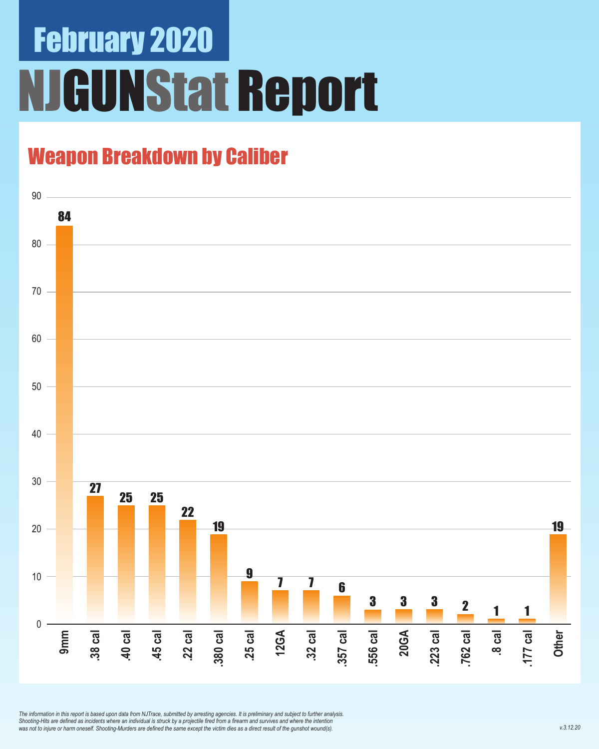# February 2020

# NJGUNStat Report

## Weapon Breakdown by Caliber

| Caliber | Count |
|---|---|
| 9mm | 84 |
| .38 cal | 27 |
| .40 cal | 25 |
| .45 cal | 25 |
| .22 cal | 22 |
| .380 cal | 19 |
| .25 cal | 9 |
| 12GA | 7 |
| .32 cal | 7 |
| .357 cal | 6 |
| .556 cal | 3 |
| 20GA | 3 |
| .223 cal | 3 |
| .762 cal | 2 |
| .8 cal | 1 |
| .177 cal | 1 |
| Other | 19 |

*The information in this report is based upon data from NJTrace, submitted by arresting agencies. It is preliminary and subject to further analysis. Shooting-Hits are defined as incidents where an individual is struck by a projectile fired from a firearm and survives and where the intention was not to injure or harm oneself. Shooting-Murders are defined the same except the victim dies as a direct result of the gunshot wound(s).*

*v.3.12.20*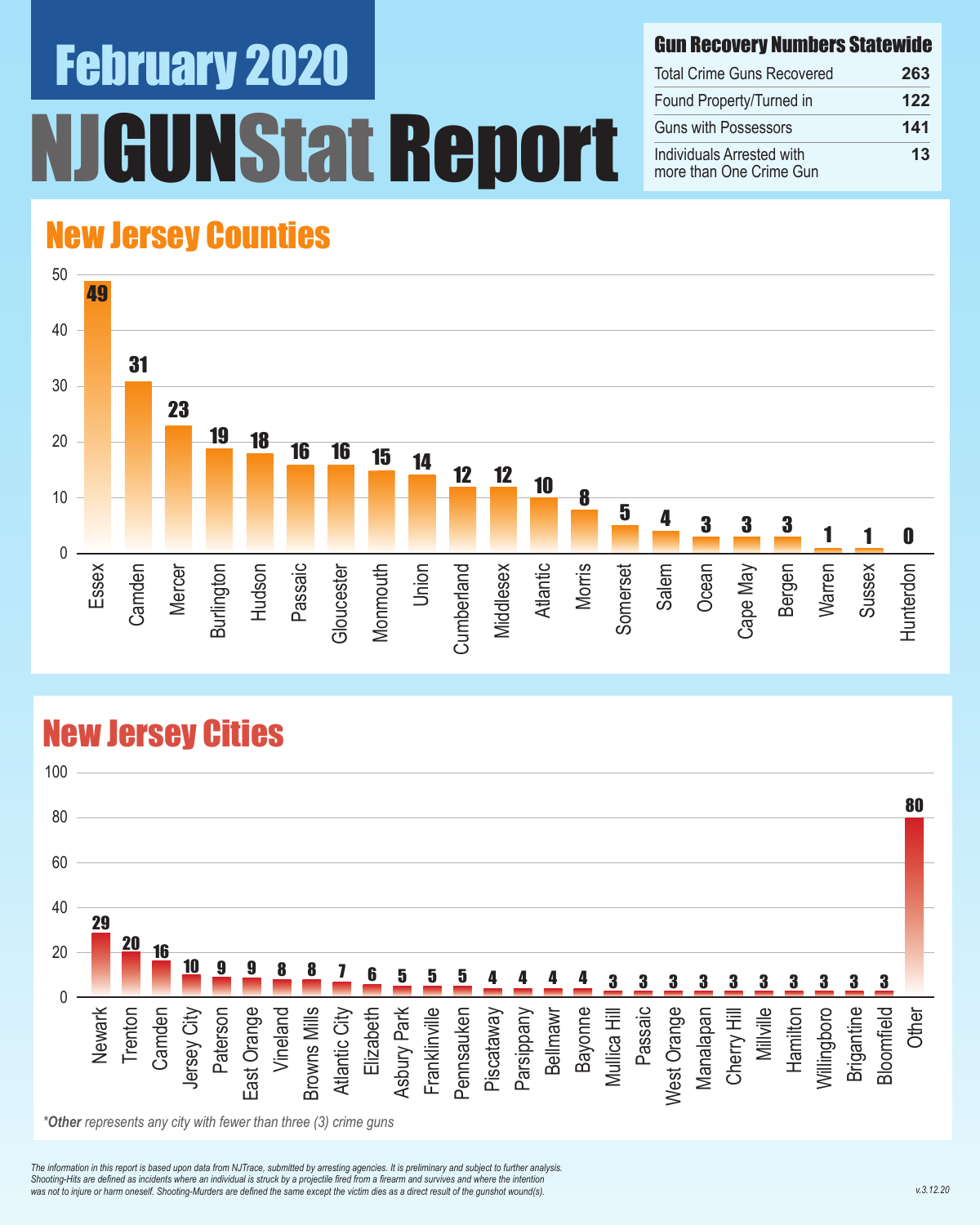# February 2020

# NJGUNStat Report

| Gun Recovery Numbers Statewide | |
|---|---|
| Total Crime Guns Recovered | 263 |
| Found Property/Turned in | 122 |
| Guns with Possessors | 141 |
| Individuals Arrested with more than One Crime Gun | 13 |

## New Jersey Counties

| County | Count |
|---|---|
| Essex | 49 |
| Camden | 31 |
| Mercer | 23 |
| Burlington | 19 |
| Hudson | 18 |
| Passaic | 16 |
| Gloucester | 16 |
| Monmouth | 15 |
| Union | 14 |
| Cumberland | 12 |
| Middlesex | 12 |
| Atlantic | 10 |
| Morris | 8 |
| Somerset | 5 |
| Salem | 4 |
| Ocean | 3 |
| Cape May | 3 |
| Bergen | 3 |
| Warren | 1 |
| Sussex | 1 |
| Hunterdon | 0 |

## New Jersey Cities

| City | Count |
|---|---|
| Newark | 29 |
| Trenton | 20 |
| Camden | 16 |
| Jersey City | 10 |
| Paterson | 9 |
| East Orange | 9 |
| Vineland | 8 |
| Browns Mills | 8 |
| Atlantic City | 7 |
| Elizabeth | 6 |
| Asbury Park | 5 |
| Franklinville | 5 |
| Pennsauken | 5 |
| Piscataway | 4 |
| Parsippany | 4 |
| Bellmawr | 4 |
| Bayonne | 4 |
| Mullica Hill | 3 |
| Passaic | 3 |
| West Orange | 3 |
| Manalapan | 3 |
| Cherry Hill | 3 |
| Millville | 3 |
| Hamilton | 3 |
| Willingboro | 3 |
| Brigantine | 3 |
| Bloomfield | 3 |
| Other | 80 |

*Other represents any city with fewer than three (3) crime guns*

*The information in this report is based upon data from NJTrace, submitted by arresting agencies. It is preliminary and subject to further analysis. Shooting-Hits are defined as incidents where an individual is struck by a projectile fired from a firearm and survives and where the intention was not to injure or harm oneself. Shooting-Murders are defined the same except the victim dies as a direct result of the gunshot wound(s).*

*v.3.12.20*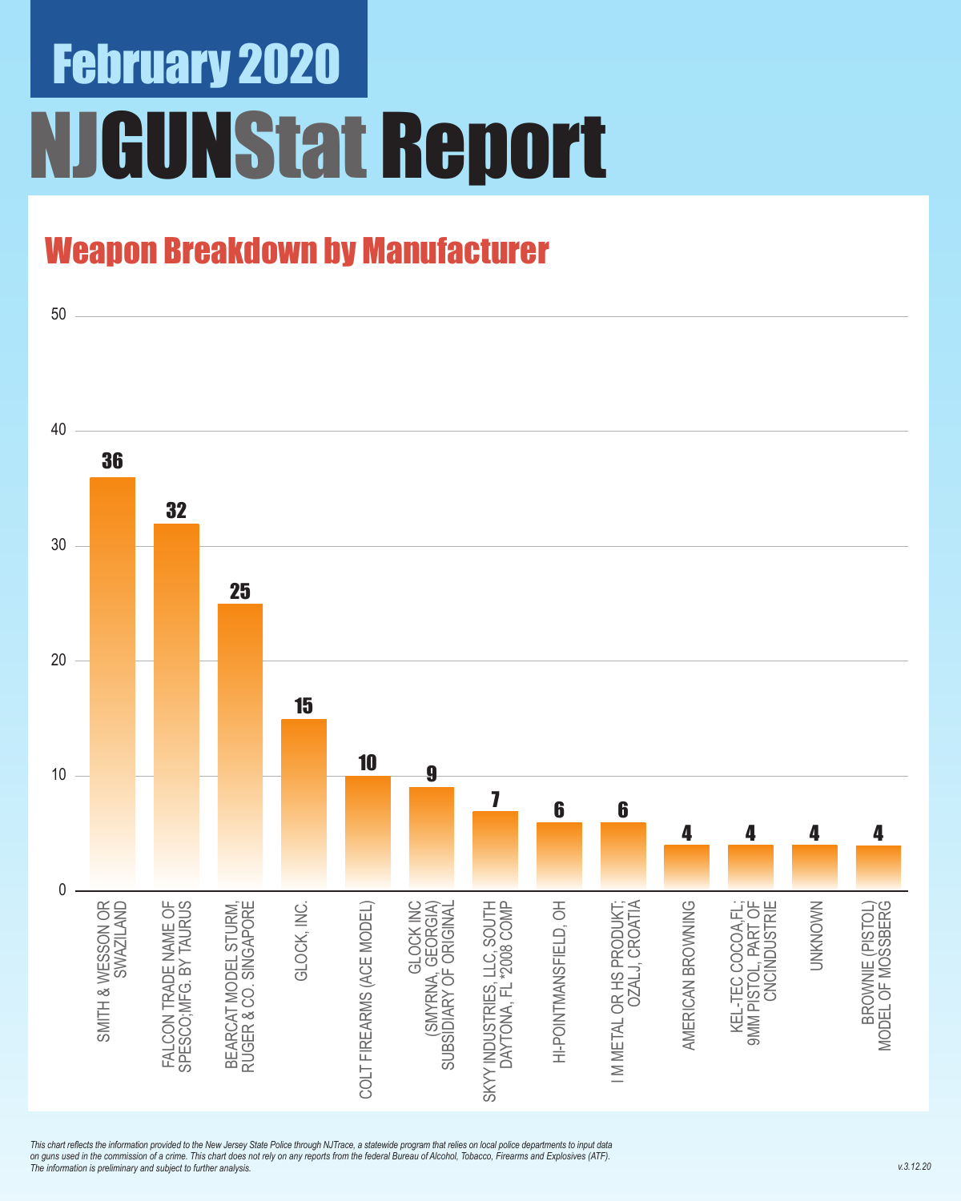# February 2020

# NJGUNStat Report

## Weapon Breakdown by Manufacturer

| Manufacturer | Count |
|---|---|
| SMITH & WESSON OR SWAZILAND | 36 |
| FALCON TRADE NAME OF SPESCO;MFG. BY TAURUS | 32 |
| BEARCAT MODEL STURM, RUGER & CO. SINGAPORE | 25 |
| GLOCK, INC. | 15 |
| COLT FIREARMS (ACE MODEL) | 10 |
| GLOCK INC (SMYRNA, GEORGIA) SUBSIDIARY OF ORIGINAL | 9 |
| SKYY INDUSTRIES, LLC, SOUTH DAYTONA, FL *2008 COMP | 7 |
| HI-POINTMANSFIELD, OH | 6 |
| I M METAL OR HS PRODUKT; OZALJ, CROATIA | 6 |
| AMERICAN BROWNING | 4 |
| KEL-TEC COCOA,FL; 9MM PISTOL, PART OF CNCINDUSTRIE | 4 |
| UNKNOWN | 4 |
| BROWNIE (PISTOL) MODEL OF MOSSBERG | 4 |

*This chart reflects the information provided to the New Jersey State Police through NJTrace, a statewide program that relies on local police departments to input data on guns used in the commission of a crime. This chart does not rely on any reports from the federal Bureau of Alcohol, Tobacco, Firearms and Explosives (ATF). The information is preliminary and subject to further analysis.*

v.3.12.20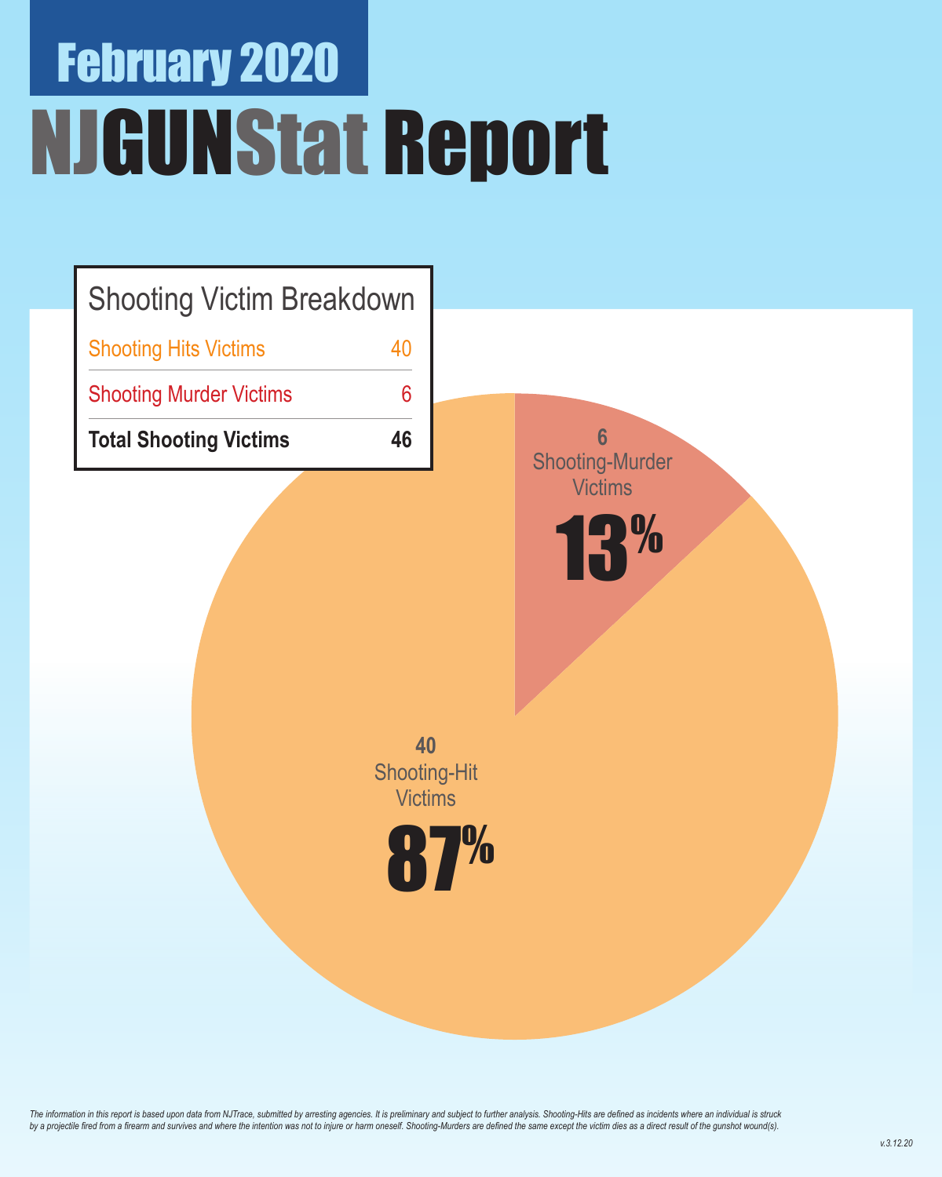# February 2020

# NJGUNStat Report

## Shooting Victim Breakdown

| | |
|---|---|
| Shooting Hits Victims | 40 |
| Shooting Murder Victims | 6 |
| **Total Shooting Victims** | **46** |

6
Shooting-Murder
Victims
13%

40
Shooting-Hit
Victims
87%

*The information in this report is based upon data from NJTrace, submitted by arresting agencies. It is preliminary and subject to further analysis. Shooting-Hits are defined as incidents where an individual is struck by a projectile fired from a firearm and survives and where the intention was not to injure or harm oneself. Shooting-Murders are defined the same except the victim dies as a direct result of the gunshot wound(s).*

*v.3.12.20*